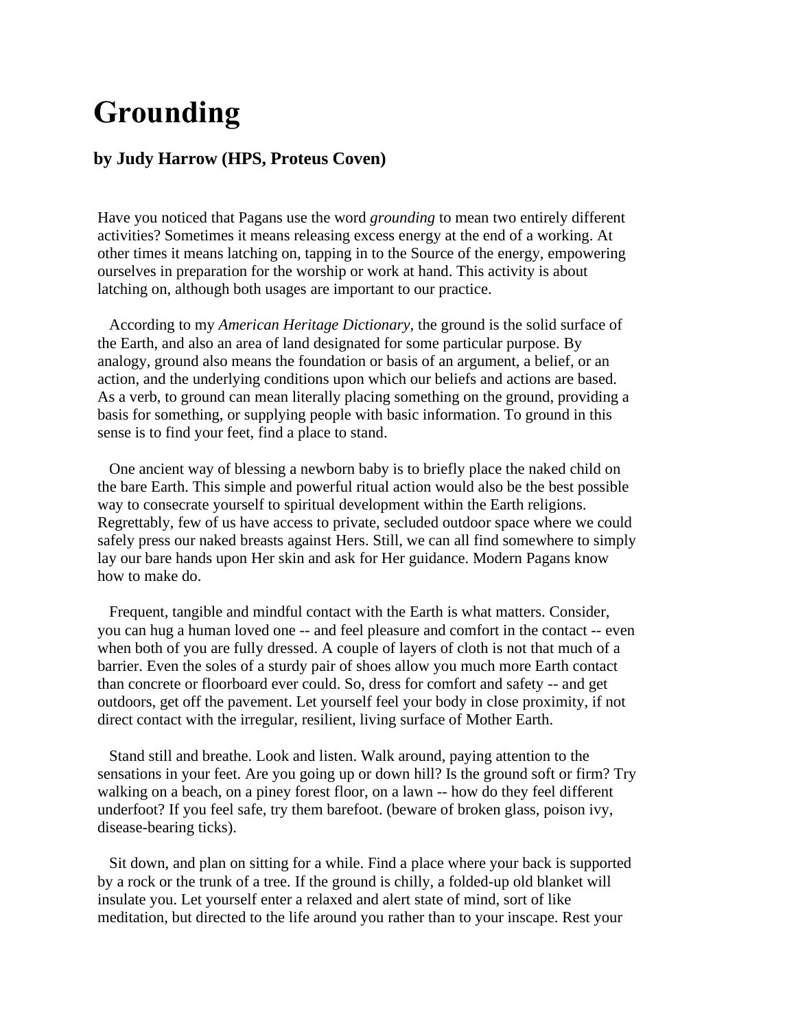# Grounding

### by Judy Harrow (HPS, Proteus Coven)

Have you noticed that Pagans use the word *grounding* to mean two entirely different activities? Sometimes it means releasing excess energy at the end of a working. At other times it means latching on, tapping in to the Source of the energy, empowering ourselves in preparation for the worship or work at hand. This activity is about latching on, although both usages are important to our practice.

According to my *American Heritage Dictionary,* the ground is the solid surface of the Earth, and also an area of land designated for some particular purpose. By analogy, ground also means the foundation or basis of an argument, a belief, or an action, and the underlying conditions upon which our beliefs and actions are based. As a verb, to ground can mean literally placing something on the ground, providing a basis for something, or supplying people with basic information. To ground in this sense is to find your feet, find a place to stand.

One ancient way of blessing a newborn baby is to briefly place the naked child on the bare Earth. This simple and powerful ritual action would also be the best possible way to consecrate yourself to spiritual development within the Earth religions. Regrettably, few of us have access to private, secluded outdoor space where we could safely press our naked breasts against Hers. Still, we can all find somewhere to simply lay our bare hands upon Her skin and ask for Her guidance. Modern Pagans know how to make do.

Frequent, tangible and mindful contact with the Earth is what matters. Consider, you can hug a human loved one -- and feel pleasure and comfort in the contact -- even when both of you are fully dressed. A couple of layers of cloth is not that much of a barrier. Even the soles of a sturdy pair of shoes allow you much more Earth contact than concrete or floorboard ever could. So, dress for comfort and safety -- and get outdoors, get off the pavement. Let yourself feel your body in close proximity, if not direct contact with the irregular, resilient, living surface of Mother Earth.

Stand still and breathe. Look and listen. Walk around, paying attention to the sensations in your feet. Are you going up or down hill? Is the ground soft or firm? Try walking on a beach, on a piney forest floor, on a lawn -- how do they feel different underfoot? If you feel safe, try them barefoot. (beware of broken glass, poison ivy, disease-bearing ticks).

Sit down, and plan on sitting for a while. Find a place where your back is supported by a rock or the trunk of a tree. If the ground is chilly, a folded-up old blanket will insulate you. Let yourself enter a relaxed and alert state of mind, sort of like meditation, but directed to the life around you rather than to your inscape. Rest your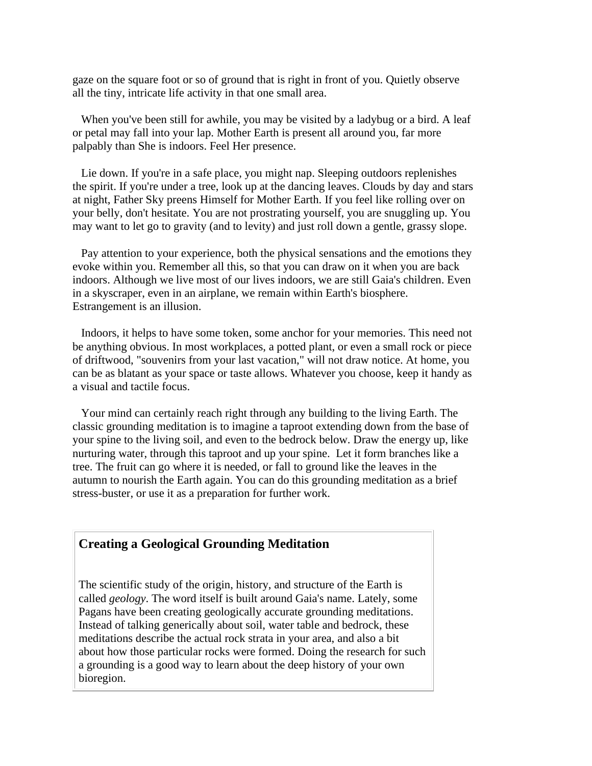gaze on the square foot or so of ground that is right in front of you. Quietly observe all the tiny, intricate life activity in that one small area.

When you've been still for awhile, you may be visited by a ladybug or a bird. A leaf or petal may fall into your lap. Mother Earth is present all around you, far more palpably than She is indoors. Feel Her presence.

Lie down. If you're in a safe place, you might nap. Sleeping outdoors replenishes the spirit. If you're under a tree, look up at the dancing leaves. Clouds by day and stars at night, Father Sky preens Himself for Mother Earth. If you feel like rolling over on your belly, don't hesitate. You are not prostrating yourself, you are snuggling up. You may want to let go to gravity (and to levity) and just roll down a gentle, grassy slope.

Pay attention to your experience, both the physical sensations and the emotions they evoke within you. Remember all this, so that you can draw on it when you are back indoors. Although we live most of our lives indoors, we are still Gaia's children. Even in a skyscraper, even in an airplane, we remain within Earth's biosphere. Estrangement is an illusion.

Indoors, it helps to have some token, some anchor for your memories. This need not be anything obvious. In most workplaces, a potted plant, or even a small rock or piece of driftwood, "souvenirs from your last vacation," will not draw notice. At home, you can be as blatant as your space or taste allows. Whatever you choose, keep it handy as a visual and tactile focus.

Your mind can certainly reach right through any building to the living Earth. The classic grounding meditation is to imagine a taproot extending down from the base of your spine to the living soil, and even to the bedrock below. Draw the energy up, like nurturing water, through this taproot and up your spine. Let it form branches like a tree. The fruit can go where it is needed, or fall to ground like the leaves in the autumn to nourish the Earth again. You can do this grounding meditation as a brief stress-buster, or use it as a preparation for further work.

### Creating a Geological Grounding Meditation

The scientific study of the origin, history, and structure of the Earth is called *geology*. The word itself is built around Gaia's name. Lately, some Pagans have been creating geologically accurate grounding meditations. Instead of talking generically about soil, water table and bedrock, these meditations describe the actual rock strata in your area, and also a bit about how those particular rocks were formed. Doing the research for such a grounding is a good way to learn about the deep history of your own bioregion.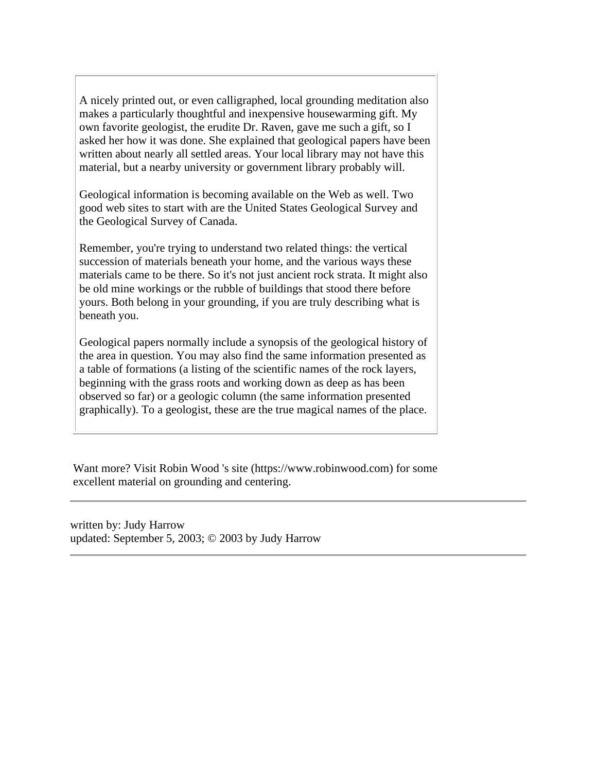A nicely printed out, or even calligraphed, local grounding meditation also makes a particularly thoughtful and inexpensive housewarming gift. My own favorite geologist, the erudite Dr. Raven, gave me such a gift, so I asked her how it was done. She explained that geological papers have been written about nearly all settled areas. Your local library may not have this material, but a nearby university or government library probably will.

Geological information is becoming available on the Web as well. Two good web sites to start with are the United States Geological Survey and the Geological Survey of Canada.

Remember, you're trying to understand two related things: the vertical succession of materials beneath your home, and the various ways these materials came to be there. So it's not just ancient rock strata. It might also be old mine workings or the rubble of buildings that stood there before yours. Both belong in your grounding, if you are truly describing what is beneath you.

Geological papers normally include a synopsis of the geological history of the area in question. You may also find the same information presented as a table of formations (a listing of the scientific names of the rock layers, beginning with the grass roots and working down as deep as has been observed so far) or a geologic column (the same information presented graphically). To a geologist, these are the true magical names of the place.

Want more? Visit Robin Wood 's site (https://www.robinwood.com) for some excellent material on grounding and centering.

---

written by: Judy Harrow
updated: September 5, 2003; © 2003 by Judy Harrow

---